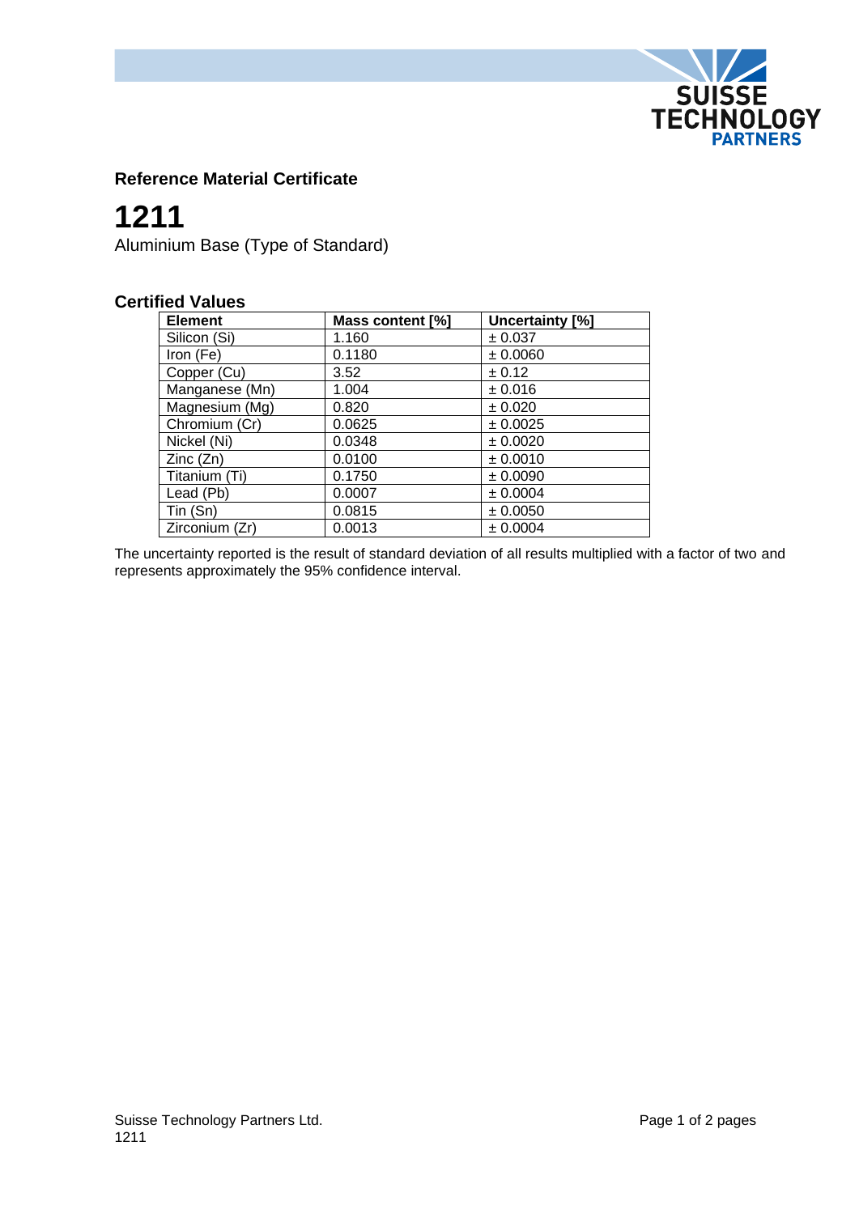## Reference Material Certificate

# 1211

Aluminium Base (Type of Standard)

### Certified Values

| Element | Mass content [%] | Uncertainty [%] |
|---|---|---|
| Silicon (Si) | 1.160 | ± 0.037 |
| Iron (Fe) | 0.1180 | ± 0.0060 |
| Copper (Cu) | 3.52 | ± 0.12 |
| Manganese (Mn) | 1.004 | ± 0.016 |
| Magnesium (Mg) | 0.820 | ± 0.020 |
| Chromium (Cr) | 0.0625 | ± 0.0025 |
| Nickel (Ni) | 0.0348 | ± 0.0020 |
| Zinc (Zn) | 0.0100 | ± 0.0010 |
| Titanium (Ti) | 0.1750 | ± 0.0090 |
| Lead (Pb) | 0.0007 | ± 0.0004 |
| Tin (Sn) | 0.0815 | ± 0.0050 |
| Zirconium (Zr) | 0.0013 | ± 0.0004 |

The uncertainty reported is the result of standard deviation of all results multiplied with a factor of two and represents approximately the 95% confidence interval.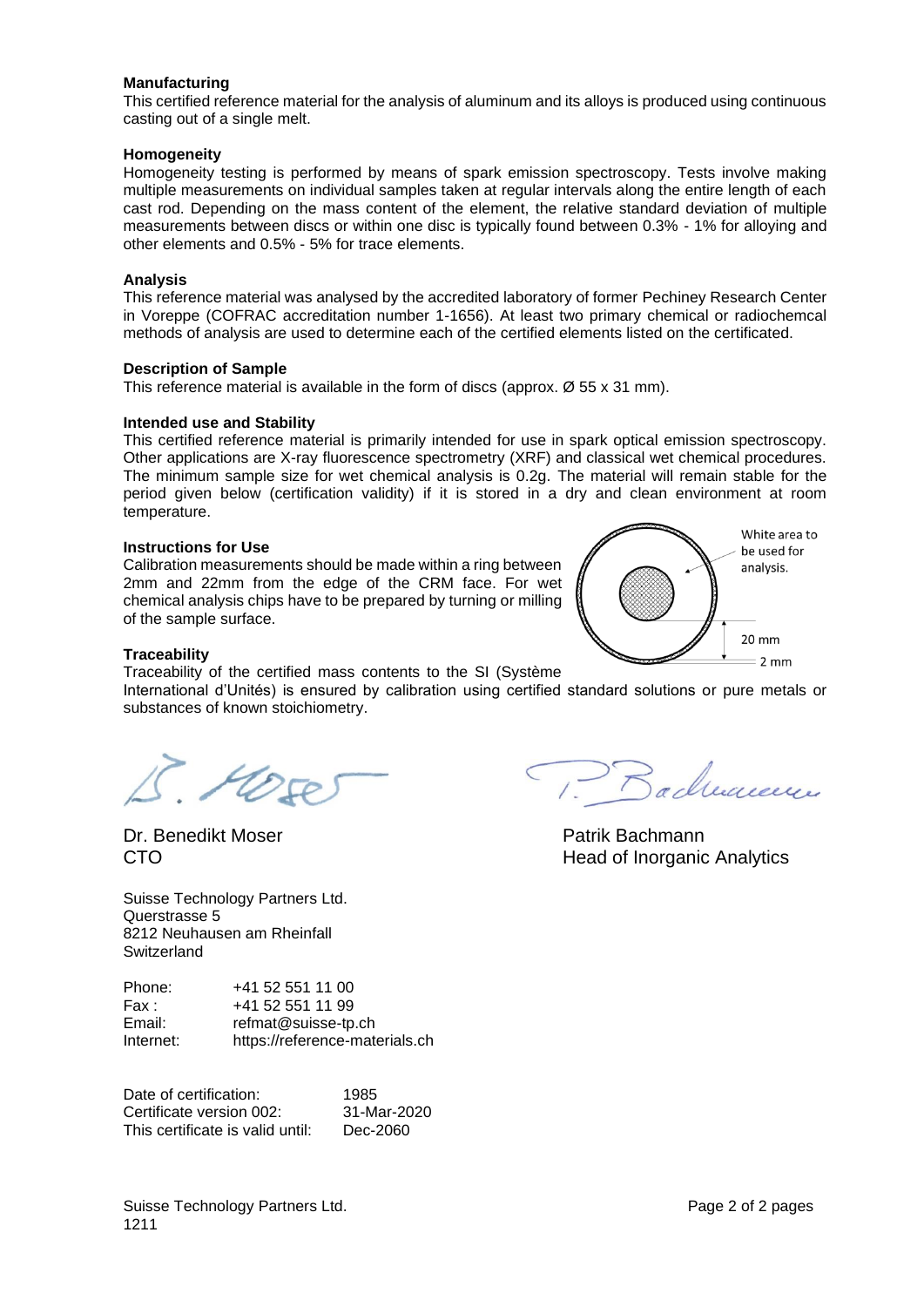### Manufacturing

This certified reference material for the analysis of aluminum and its alloys is produced using continuous casting out of a single melt.

### Homogeneity

Homogeneity testing is performed by means of spark emission spectroscopy. Tests involve making multiple measurements on individual samples taken at regular intervals along the entire length of each cast rod. Depending on the mass content of the element, the relative standard deviation of multiple measurements between discs or within one disc is typically found between 0.3% - 1% for alloying and other elements and 0.5% - 5% for trace elements.

### Analysis

This reference material was analysed by the accredited laboratory of former Pechiney Research Center in Voreppe (COFRAC accreditation number 1-1656). At least two primary chemical or radiochemcal methods of analysis are used to determine each of the certified elements listed on the certificated.

### Description of Sample

This reference material is available in the form of discs (approx. Ø 55 x 31 mm).

### Intended use and Stability

This certified reference material is primarily intended for use in spark optical emission spectroscopy. Other applications are X-ray fluorescence spectrometry (XRF) and classical wet chemical procedures. The minimum sample size for wet chemical analysis is 0.2g. The material will remain stable for the period given below (certification validity) if it is stored in a dry and clean environment at room temperature.

### Instructions for Use

Calibration measurements should be made within a ring between 2mm and 22mm from the edge of the CRM face. For wet chemical analysis chips have to be prepared by turning or milling of the sample surface.

White area to be used for analysis.

20 mm

2 mm

### Traceability

Traceability of the certified mass contents to the SI (Système International d'Unités) is ensured by calibration using certified standard solutions or pure metals or substances of known stoichiometry.

Dr. Benedikt Moser
CTO

Patrik Bachmann
Head of Inorganic Analytics

Suisse Technology Partners Ltd.
Querstrasse 5
8212 Neuhausen am Rheinfall
Switzerland

| | |
|---|---|
| Phone: | +41 52 551 11 00 |
| Fax : | +41 52 551 11 99 |
| Email: | refmat@suisse-tp.ch |
| Internet: | https://reference-materials.ch |

| | |
|---|---|
| Date of certification: | 1985 |
| Certificate version 002: | 31-Mar-2020 |
| This certificate is valid until: | Dec-2060 |

Suisse Technology Partners Ltd.
1211